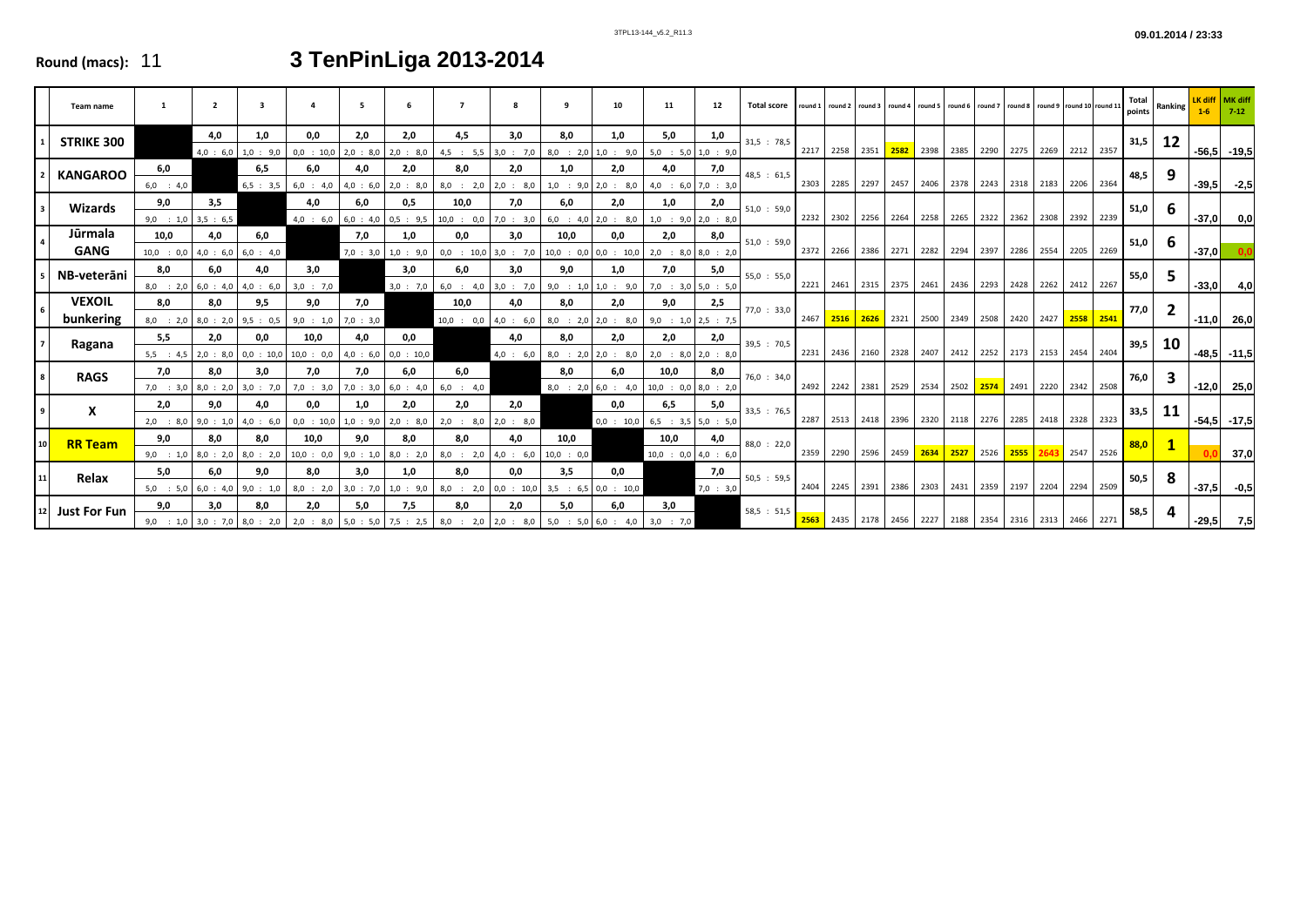Round (macs): 11

# 3 TenPinLiga 2013-2014

| | Team name | 1 | 2 | 3 | 4 | 5 | 6 | 7 | 8 | 9 | 10 | 11 | 12 | Total score | round 1 | round 2 | round 3 | round 4 | round 5 | round 6 | round 7 | round 8 | round 9 | round 10 | round 11 | Total points | Ranking | LK diff 1-6 | MK diff 7-12 |
|---|---|---|---|---|---|---|---|---|---|---|---|---|---|---|---|---|---|---|---|---|---|---|---|---|---|---|---|---|---|
| 1 | STRIKE 300 | | 4,0<br>4,0 : 6,0 | 1,0<br>1,0 : 9,0 | 0,0<br>0,0 : 10,0 | 2,0<br>2,0 : 8,0 | 2,0<br>2,0 : 8,0 | 4,5<br>4,5 : 5,5 | 3,0<br>3,0 : 7,0 | 8,0<br>8,0 : 2,0 | 1,0<br>1,0 : 9,0 | 5,0<br>5,0 : 5,0 | 1,0<br>1,0 : 9,0 | 31,5 : 78,5 | 2217 | 2258 | 2351 | 2582 | 2398 | 2385 | 2290 | 2275 | 2269 | 2212 | 2357 | 31,5 | 12 | -56,5 | -19,5 |
| 2 | KANGAROO | 6,0<br>6,0 : 4,0 | | 6,5<br>6,5 : 3,5 | 6,0<br>6,0 : 4,0 | 4,0<br>4,0 : 6,0 | 2,0<br>2,0 : 8,0 | 8,0<br>8,0 : 2,0 | 2,0<br>2,0 : 8,0 | 1,0<br>1,0 : 9,0 | 2,0<br>2,0 : 8,0 | 4,0<br>4,0 : 6,0 | 7,0<br>7,0 : 3,0 | 48,5 : 61,5 | 2303 | 2285 | 2297 | 2457 | 2406 | 2378 | 2243 | 2318 | 2183 | 2206 | 2364 | 48,5 | 9 | -39,5 | -2,5 |
| 3 | Wizards | 9,0<br>9,0 : 1,0 | 3,5<br>3,5 : 6,5 | | 4,0<br>4,0 : 6,0 | 6,0<br>6,0 : 4,0 | 0,5<br>0,5 : 9,5 | 10,0<br>10,0 : 0,0 | 7,0<br>7,0 : 3,0 | 6,0<br>6,0 : 4,0 | 2,0<br>2,0 : 8,0 | 1,0<br>1,0 : 9,0 | 2,0<br>2,0 : 8,0 | 51,0 : 59,0 | 2232 | 2302 | 2256 | 2264 | 2258 | 2265 | 2322 | 2362 | 2308 | 2392 | 2239 | 51,0 | 6 | -37,0 | 0,0 |
| 4 | Jūrmala GANG | 10,0<br>10,0 : 0,0 | 4,0<br>4,0 : 6,0 | 6,0<br>6,0 : 4,0 | | 7,0<br>7,0 : 3,0 | 1,0<br>1,0 : 9,0 | 0,0<br>0,0 : 10,0 | 3,0<br>3,0 : 7,0 | 10,0<br>10,0 : 0,0 | 0,0<br>0,0 : 10,0 | 2,0<br>2,0 : 8,0 | 8,0<br>8,0 : 2,0 | 51,0 : 59,0 | 2372 | 2266 | 2386 | 2271 | 2282 | 2294 | 2397 | 2286 | 2554 | 2205 | 2269 | 51,0 | 6 | -37,0 | 0,0 |
| 5 | NB-veterāni | 8,0<br>8,0 : 2,0 | 6,0<br>6,0 : 4,0 | 4,0<br>4,0 : 6,0 | 3,0<br>3,0 : 7,0 | | 3,0<br>3,0 : 7,0 | 6,0<br>6,0 : 4,0 | 3,0<br>3,0 : 7,0 | 9,0<br>9,0 : 1,0 | 1,0<br>1,0 : 9,0 | 7,0<br>7,0 : 3,0 | 5,0<br>5,0 : 5,0 | 55,0 : 55,0 | 2221 | 2461 | 2315 | 2375 | 2461 | 2436 | 2293 | 2428 | 2262 | 2412 | 2267 | 55,0 | 5 | -33,0 | 4,0 |
| 6 | VEXOIL bunkering | 8,0<br>8,0 : 2,0 | 8,0<br>8,0 : 2,0 | 9,5<br>9,5 : 0,5 | 9,0<br>9,0 : 1,0 | 7,0<br>7,0 : 3,0 | | 10,0<br>10,0 : 0,0 | 4,0<br>4,0 : 6,0 | 8,0<br>8,0 : 2,0 | 2,0<br>2,0 : 8,0 | 9,0<br>9,0 : 1,0 | 2,5<br>2,5 : 7,5 | 77,0 : 33,0 | 2467 | 2516 | 2626 | 2321 | 2500 | 2349 | 2508 | 2420 | 2427 | 2558 | 2541 | 77,0 | 2 | -11,0 | 26,0 |
| 7 | Ragana | 5,5<br>5,5 : 4,5 | 2,0<br>2,0 : 8,0 | 0,0<br>0,0 : 10,0 | 10,0<br>10,0 : 0,0 | 4,0<br>4,0 : 6,0 | 0,0<br>0,0 : 10,0 | | 4,0<br>4,0 : 6,0 | 8,0<br>8,0 : 2,0 | 2,0<br>2,0 : 8,0 | 2,0<br>2,0 : 8,0 | 2,0<br>2,0 : 8,0 | 39,5 : 70,5 | 2231 | 2436 | 2160 | 2328 | 2407 | 2412 | 2252 | 2173 | 2153 | 2454 | 2404 | 39,5 | 10 | -48,5 | -11,5 |
| 8 | RAGS | 7,0<br>7,0 : 3,0 | 8,0<br>8,0 : 2,0 | 3,0<br>3,0 : 7,0 | 7,0<br>7,0 : 3,0 | 7,0<br>7,0 : 3,0 | 6,0<br>6,0 : 4,0 | 6,0<br>6,0 : 4,0 | | 8,0<br>8,0 : 2,0 | 6,0<br>6,0 : 4,0 | 10,0<br>10,0 : 0,0 | 8,0<br>8,0 : 2,0 | 76,0 : 34,0 | 2492 | 2242 | 2381 | 2529 | 2534 | 2502 | 2574 | 2491 | 2220 | 2342 | 2508 | 76,0 | 3 | -12,0 | 25,0 |
| 9 | X | 2,0<br>2,0 : 8,0 | 9,0<br>9,0 : 1,0 | 4,0<br>4,0 : 6,0 | 0,0<br>0,0 : 10,0 | 1,0<br>1,0 : 9,0 | 2,0<br>2,0 : 8,0 | 2,0<br>2,0 : 8,0 | 2,0<br>2,0 : 8,0 | | 0,0<br>0,0 : 10,0 | 6,5<br>6,5 : 3,5 | 5,0<br>5,0 : 5,0 | 33,5 : 76,5 | 2287 | 2513 | 2418 | 2396 | 2320 | 2118 | 2276 | 2285 | 2418 | 2328 | 2323 | 33,5 | 11 | -54,5 | -17,5 |
| 10 | RR Team | 9,0<br>9,0 : 1,0 | 8,0<br>8,0 : 2,0 | 8,0<br>8,0 : 2,0 | 10,0<br>10,0 : 0,0 | 9,0<br>9,0 : 1,0 | 8,0<br>8,0 : 2,0 | 8,0<br>8,0 : 2,0 | 4,0<br>4,0 : 6,0 | 10,0<br>10,0 : 0,0 | | 10,0<br>10,0 : 0,0 | 4,0<br>4,0 : 6,0 | 88,0 : 22,0 | 2359 | 2290 | 2596 | 2459 | 2634 | 2527 | 2526 | 2555 | 2643 | 2547 | 2526 | 88,0 | 1 | 0,0 | 37,0 |
| 11 | Relax | 5,0<br>5,0 : 5,0 | 6,0<br>6,0 : 4,0 | 9,0<br>9,0 : 1,0 | 8,0<br>8,0 : 2,0 | 3,0<br>3,0 : 7,0 | 1,0<br>1,0 : 9,0 | 8,0<br>8,0 : 2,0 | 0,0<br>0,0 : 10,0 | 3,5<br>3,5 : 6,5 | 0,0<br>0,0 : 10,0 | | 7,0<br>7,0 : 3,0 | 50,5 : 59,5 | 2404 | 2245 | 2391 | 2386 | 2303 | 2431 | 2359 | 2197 | 2204 | 2294 | 2509 | 50,5 | 8 | -37,5 | -0,5 |
| 12 | Just For Fun | 9,0<br>9,0 : 1,0 | 3,0<br>3,0 : 7,0 | 8,0<br>8,0 : 2,0 | 2,0<br>2,0 : 8,0 | 5,0<br>5,0 : 5,0 | 7,5<br>7,5 : 2,5 | 8,0<br>8,0 : 2,0 | 2,0<br>2,0 : 8,0 | 5,0<br>5,0 : 5,0 | 6,0<br>6,0 : 4,0 | 3,0<br>3,0 : 7,0 | | 58,5 : 51,5 | 2563 | 2435 | 2178 | 2456 | 2227 | 2188 | 2354 | 2316 | 2313 | 2466 | 2271 | 58,5 | 4 | -29,5 | 7,5 |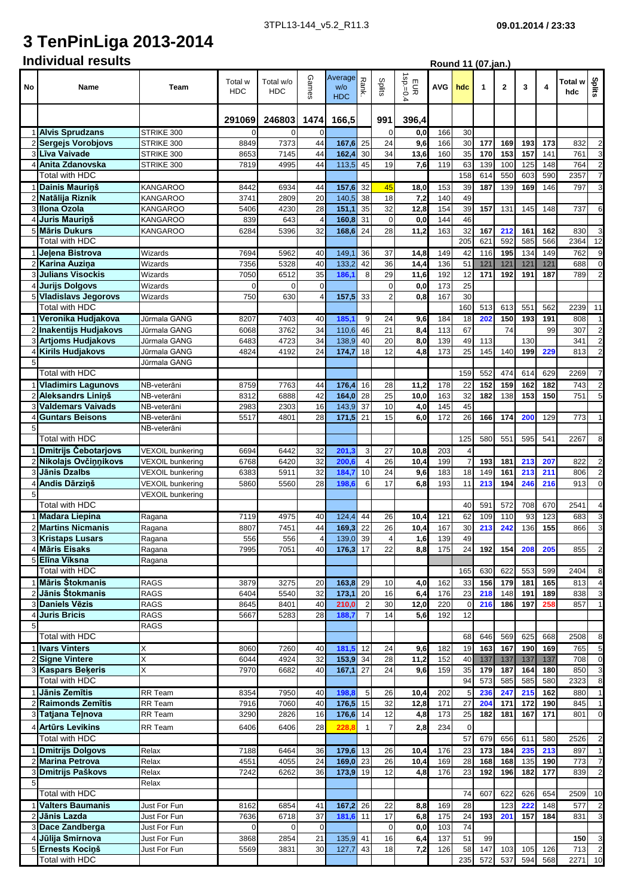# 3 TenPinLiga 2013-2014

## Individual results

**Round 11 (07.jan.)**

| No | Name | Team | Total w HDC | Total w/o HDC | Games | Average w/o HDC | Rank. | Splits | EUR 1sp.=0.4 | AVG | hdc | 1 | 2 | 3 | 4 | Total w hdc | Splits |
|---|---|---|---|---|---|---|---|---|---|---|---|---|---|---|---|---|---|
| | | | 291069 | 246803 | 1474 | 166,5 | | 991 | 396,4 | | | | | | | | |
| 1 | Alvis Sprudzans | STRIKE 300 | 0 | 0 | 0 | | | 0 | 0,0 | 166 | 30 | | | | | | |
| 2 | Sergejs Vorobjovs | STRIKE 300 | 8849 | 7373 | 44 | 167,6 | 25 | 24 | 9,6 | 166 | 30 | 177 | 169 | 193 | 173 | 832 | 2 |
| 3 | Līva Vaivade | STRIKE 300 | 8653 | 7145 | 44 | 162,4 | 30 | 34 | 13,6 | 160 | 35 | 170 | 153 | 157 | 141 | 761 | 3 |
| 4 | Anita Zdanovska | STRIKE 300 | 7819 | 4995 | 44 | 113,5 | 45 | 19 | 7,6 | 119 | 63 | 139 | 100 | 125 | 148 | 764 | 2 |
| | Total with HDC | | | | | | | | | | 158 | 614 | 550 | 603 | 590 | 2357 | 7 |
| 1 | Dainis Mauriņš | KANGAROO | 8442 | 6934 | 44 | 157,6 | 32 | 45 | 18,0 | 153 | 39 | 187 | 139 | 169 | 146 | 797 | 3 |
| 2 | Natālija Riznik | KANGAROO | 3741 | 2809 | 20 | 140,5 | 38 | 18 | 7,2 | 140 | 49 | | | | | | |
| 3 | Ilona Ozola | KANGAROO | 5406 | 4230 | 28 | 151,1 | 35 | 32 | 12,8 | 154 | 39 | 157 | 131 | 145 | 148 | 737 | 6 |
| 4 | Juris Mauriņš | KANGAROO | 839 | 643 | 4 | 160,8 | 31 | 0 | 0,0 | 144 | 46 | | | | | | |
| 5 | Māris Dukurs | KANGAROO | 6284 | 5396 | 32 | 168,6 | 24 | 28 | 11,2 | 163 | 32 | 167 | 212 | 161 | 162 | 830 | 3 |
| | Total with HDC | | | | | | | | | | 205 | 621 | 592 | 585 | 566 | 2364 | 12 |
| 1 | Jeļena Bistrova | Wizards | 7694 | 5962 | 40 | 149,1 | 36 | 37 | 14,8 | 149 | 42 | 116 | 195 | 134 | 149 | 762 | 9 |
| 2 | Karina Auziņa | Wizards | 7356 | 5328 | 40 | 133,2 | 42 | 36 | 14,4 | 136 | 51 | 121 | 121 | 121 | 121 | 688 | 0 |
| 3 | Julians Visockis | Wizards | 7050 | 6512 | 35 | 186,1 | 8 | 29 | 11,6 | 192 | 12 | 171 | 192 | 191 | 187 | 789 | 2 |
| 4 | Jurijs Dolgovs | Wizards | 0 | 0 | 0 | | | 0 | 0,0 | 173 | 25 | | | | | | |
| 5 | Vladislavs Jegorovs | Wizards | 750 | 630 | 4 | 157,5 | 33 | 2 | 0,8 | 167 | 30 | | | | | | |
| | Total with HDC | | | | | | | | | | 160 | 513 | 613 | 551 | 562 | 2239 | 11 |
| 1 | Veronika Hudjakova | Jūrmala GANG | 8207 | 7403 | 40 | 185,1 | 9 | 24 | 9,6 | 184 | 18 | 202 | 150 | 193 | 191 | 808 | 1 |
| 2 | Inakentijs Hudjakovs | Jūrmala GANG | 6068 | 3762 | 34 | 110,6 | 46 | 21 | 8,4 | 113 | 67 | | 74 | | 99 | 307 | 2 |
| 3 | Artjoms Hudjakovs | Jūrmala GANG | 6483 | 4723 | 34 | 138,9 | 40 | 20 | 8,0 | 139 | 49 | 113 | | 130 | | 341 | 2 |
| 4 | Kirils Hudjakovs | Jūrmala GANG | 4824 | 4192 | 24 | 174,7 | 18 | 12 | 4,8 | 173 | 25 | 145 | 140 | 199 | 229 | 813 | 2 |
| 5 | | Jūrmala GANG | | | | | | | | | | | | | | | |
| | Total with HDC | | | | | | | | | | 159 | 552 | 474 | 614 | 629 | 2269 | 7 |
| 1 | Vladimirs Lagunovs | NB-veterāni | 8759 | 7763 | 44 | 176,4 | 16 | 28 | 11,2 | 178 | 22 | 152 | 159 | 162 | 182 | 743 | 2 |
| 2 | Aleksandrs Liniņš | NB-veterāni | 8312 | 6888 | 42 | 164,0 | 28 | 25 | 10,0 | 163 | 32 | 182 | 138 | 153 | 150 | 751 | 5 |
| 3 | Valdemars Vaivads | NB-veterāni | 2983 | 2303 | 16 | 143,9 | 37 | 10 | 4,0 | 145 | 45 | | | | | | |
| 4 | Guntars Beisons | NB-veterāni | 5517 | 4801 | 28 | 171,5 | 21 | 15 | 6,0 | 172 | 26 | 166 | 174 | 200 | 129 | 773 | 1 |
| 5 | | NB-veterāni | | | | | | | | | | | | | | | |
| | Total with HDC | | | | | | | | | | 125 | 580 | 551 | 595 | 541 | 2267 | 8 |
| 1 | Dmitrijs Čebotarjovs | VEXOIL bunkering | 6694 | 6442 | 32 | 201,3 | 3 | 27 | 10,8 | 203 | 4 | | | | | | |
| 2 | Nikolajs Ovčiņņikovs | VEXOIL bunkering | 6768 | 6420 | 32 | 200,6 | 4 | 26 | 10,4 | 199 | 7 | 193 | 181 | 213 | 207 | 822 | 2 |
| 3 | Jānis Dzalbs | VEXOIL bunkering | 6383 | 5911 | 32 | 184,7 | 10 | 24 | 9,6 | 183 | 18 | 149 | 161 | 213 | 211 | 806 | 2 |
| 4 | Andis Dārziņš | VEXOIL bunkering | 5860 | 5560 | 28 | 198,6 | 6 | 17 | 6,8 | 193 | 11 | 213 | 194 | 246 | 216 | 913 | 0 |
| 5 | | VEXOIL bunkering | | | | | | | | | | | | | | | |
| | Total with HDC | | | | | | | | | | 40 | 591 | 572 | 708 | 670 | 2541 | 4 |
| 1 | Madara Liepiņa | Ragana | 7119 | 4975 | 40 | 124,4 | 44 | 26 | 10,4 | 121 | 62 | 109 | 110 | 93 | 123 | 683 | 3 |
| 2 | Martins Nicmanis | Ragana | 8807 | 7451 | 44 | 169,3 | 22 | 26 | 10,4 | 167 | 30 | 213 | 242 | 136 | 155 | 866 | 3 |
| 3 | Kristaps Lusars | Ragana | 556 | 556 | 4 | 139,0 | 39 | 4 | 1,6 | 139 | 49 | | | | | | |
| 4 | Māris Eisaks | Ragana | 7995 | 7051 | 40 | 176,3 | 17 | 22 | 8,8 | 175 | 24 | 192 | 154 | 208 | 205 | 855 | 2 |
| 5 | Elīna Vīksna | Ragana | | | | | | | | | | | | | | | |
| | Total with HDC | | | | | | | | | | 165 | 630 | 622 | 553 | 599 | 2404 | 8 |
| 1 | Māris Štokmanis | RAGS | 3879 | 3275 | 20 | 163,8 | 29 | 10 | 4,0 | 162 | 33 | 156 | 179 | 181 | 165 | 813 | 4 |
| 2 | Jānis Štokmanis | RAGS | 6404 | 5540 | 32 | 173,1 | 20 | 16 | 6,4 | 176 | 23 | 218 | 148 | 191 | 189 | 838 | 3 |
| 3 | Daniels Vēzis | RAGS | 8645 | 8401 | 40 | 210,0 | 2 | 30 | 12,0 | 220 | 0 | 216 | 186 | 197 | 258 | 857 | 1 |
| 4 | Juris Bricis | RAGS | 5667 | 5283 | 28 | 188,7 | 7 | 14 | 5,6 | 192 | 12 | | | | | | |
| 5 | | RAGS | | | | | | | | | | | | | | | |
| | Total with HDC | | | | | | | | | | 68 | 646 | 569 | 625 | 668 | 2508 | 8 |
| 1 | Ivars Vinters | X | 8060 | 7260 | 40 | 181,5 | 12 | 24 | 9,6 | 182 | 19 | 163 | 167 | 190 | 169 | 765 | 5 |
| 2 | Signe Vintere | X | 6044 | 4924 | 32 | 153,9 | 34 | 28 | 11,2 | 152 | 40 | 137 | 137 | 137 | 137 | 708 | 0 |
| 3 | Kaspars Beķeris | X | 7970 | 6682 | 40 | 167,1 | 27 | 24 | 9,6 | 159 | 35 | 179 | 187 | 164 | 180 | 850 | 3 |
| | Total with HDC | | | | | | | | | | 94 | 573 | 585 | 585 | 580 | 2323 | 8 |
| 1 | Jānis Zemītis | RR Team | 8354 | 7950 | 40 | 198,8 | 5 | 26 | 10,4 | 202 | 5 | 236 | 247 | 215 | 162 | 880 | 1 |
| 2 | Raimonds Zemītis | RR Team | 7916 | 7060 | 40 | 176,5 | 15 | 32 | 12,8 | 171 | 27 | 204 | 171 | 172 | 190 | 845 | 1 |
| 3 | Tatjana Teļnova | RR Team | 3290 | 2826 | 16 | 176,6 | 14 | 12 | 4,8 | 173 | 25 | 182 | 181 | 167 | 171 | 801 | 0 |
| 4 | Artūrs Levikins | RR Team | 6406 | 6406 | 28 | 228,8 | 1 | 7 | 2,8 | 234 | 0 | | | | | | |
| | Total with HDC | | | | | | | | | | 57 | 679 | 656 | 611 | 580 | 2526 | 2 |
| 1 | Dmitrijs Dolgovs | Relax | 7188 | 6464 | 36 | 179,6 | 13 | 26 | 10,4 | 176 | 23 | 173 | 184 | 235 | 213 | 897 | 1 |
| 2 | Marina Petrova | Relax | 4551 | 4055 | 24 | 169,0 | 23 | 26 | 10,4 | 169 | 28 | 168 | 168 | 135 | 190 | 773 | 7 |
| 3 | Dmitrijs Paškovs | Relax | 7242 | 6262 | 36 | 173,9 | 19 | 12 | 4,8 | 176 | 23 | 192 | 196 | 182 | 177 | 839 | 2 |
| 5 | | Relax | | | | | | | | | | | | | | | |
| | Total with HDC | | | | | | | | | | 74 | 607 | 622 | 626 | 654 | 2509 | 10 |
| 1 | Valters Baumanis | Just For Fun | 8162 | 6854 | 41 | 167,2 | 26 | 22 | 8,8 | 169 | 28 | | 123 | 222 | 148 | 577 | 2 |
| 2 | Jānis Lazda | Just For Fun | 7636 | 6718 | 37 | 181,6 | 11 | 17 | 6,8 | 175 | 24 | 193 | 201 | 157 | 184 | 831 | 3 |
| 3 | Dace Zandberga | Just For Fun | 0 | 0 | 0 | | | 0 | 0,0 | 103 | 74 | | | | | | |
| 4 | Jūlija Smirnova | Just For Fun | 3868 | 2854 | 21 | 135,9 | 41 | 16 | 6,4 | 137 | 51 | 99 | | | | 150 | 3 |
| 5 | Ernests Kociņš | Just For Fun | 5569 | 3831 | 30 | 127,7 | 43 | 18 | 7,2 | 126 | 58 | 147 | 103 | 105 | 126 | 713 | 2 |
| | Total with HDC | | | | | | | | | | 235 | 572 | 537 | 594 | 568 | 2271 | 10 |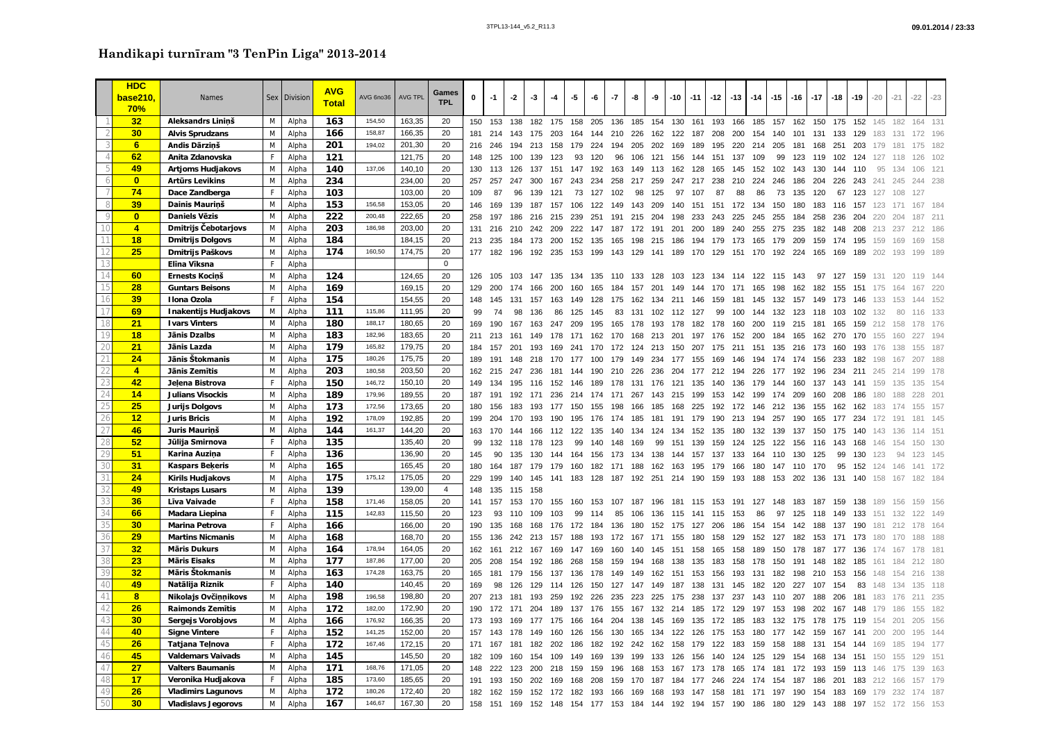# Handikapi turnīram "3 TenPin Liga" 2013-2014

| | HDC base210, 70% | Names | Sex | Division | AVG Total | AVG 6no36 | AVG TPL | Games TPL | 0 | -1 | -2 | -3 | -4 | -5 | -6 | -7 | -8 | -9 | -10 | -11 | -12 | -13 | -14 | -15 | -16 | -17 | -18 | -19 | -20 | -21 | -22 | -23 |
|---|---|---|---|---|---|---|---|---|---|---|---|---|---|---|---|---|---|---|---|---|---|---|---|---|---|---|---|---|---|---|---|---|
| 1 | 32 | Aleksandrs Liniņš | M | Alpha | 163 | 154,50 | 163,35 | 20 | 150 | 153 | 138 | 182 | 175 | 158 | 205 | 136 | 185 | 154 | 130 | 161 | 193 | 166 | 185 | 157 | 162 | 150 | 175 | 152 | 145 | 182 | 164 | 131 |
| 2 | 30 | Alvis Sprudzans | M | Alpha | 166 | 158,87 | 166,35 | 20 | 181 | 214 | 143 | 175 | 203 | 164 | 144 | 210 | 226 | 162 | 122 | 187 | 208 | 200 | 154 | 140 | 101 | 131 | 133 | 129 | 183 | 131 | 172 | 196 |
| 3 | 6 | Andis Dārziņš | M | Alpha | 201 | 194,02 | 201,30 | 20 | 216 | 246 | 194 | 213 | 158 | 179 | 224 | 194 | 205 | 202 | 169 | 189 | 195 | 220 | 214 | 205 | 181 | 168 | 251 | 203 | 179 | 181 | 175 | 182 |
| 4 | 62 | Anita Zdanovska | F | Alpha | 121 | | 121,75 | 20 | 148 | 125 | 100 | 139 | 123 | 93 | 120 | 96 | 106 | 121 | 156 | 144 | 151 | 137 | 109 | 99 | 123 | 119 | 102 | 124 | 127 | 118 | 126 | 102 |
| 5 | 49 | Artjoms Hudjakovs | M | Alpha | 140 | 137,06 | 140,10 | 20 | 130 | 113 | 126 | 137 | 151 | 147 | 192 | 163 | 149 | 113 | 162 | 128 | 165 | 145 | 152 | 102 | 143 | 130 | 144 | 110 | 95 | 134 | 106 | 121 |
| 6 | 0 | Artūrs Levikins | M | Alpha | 234 | | 234,00 | 20 | 257 | 257 | 247 | 300 | 167 | 243 | 234 | 258 | 217 | 259 | 247 | 217 | 238 | 210 | 224 | 246 | 186 | 204 | 226 | 243 | 241 | 245 | 244 | 238 |
| 7 | 74 | Dace Zandberga | F | Alpha | 103 | | 103,00 | 20 | 109 | 87 | 96 | 139 | 121 | 73 | 127 | 102 | 98 | 125 | 97 | 107 | 87 | 88 | 86 | 73 | 135 | 120 | 67 | 123 | 127 | 108 | 127 | |
| 8 | 39 | Dainis Mauriņš | M | Alpha | 153 | 156,58 | 153,05 | 20 | 146 | 169 | 139 | 187 | 157 | 106 | 122 | 149 | 143 | 209 | 140 | 151 | 151 | 172 | 134 | 150 | 180 | 183 | 116 | 157 | 123 | 171 | 167 | 184 |
| 9 | 0 | Daniels Vēzis | M | Alpha | 222 | 200,48 | 222,65 | 20 | 258 | 197 | 186 | 216 | 239 | 251 | 191 | 215 | 204 | 198 | 233 | 243 | 225 | 245 | 255 | 184 | 258 | 236 | 204 | 220 | 204 | 187 | 211 | |
| 10 | 4 | Dmitrijs Čebotarjovs | M | Alpha | 203 | 186,98 | 203,00 | 20 | 131 | 216 | 210 | 242 | 209 | 222 | 147 | 187 | 172 | 191 | 201 | 200 | 189 | 240 | 255 | 275 | 235 | 182 | 148 | 208 | 213 | 237 | 212 | 186 |
| 11 | 18 | Dmitrijs Dolgovs | M | Alpha | 184 | | 184,15 | 20 | 213 | 235 | 184 | 173 | 200 | 152 | 135 | 165 | 198 | 215 | 186 | 194 | 179 | 173 | 165 | 179 | 209 | 159 | 174 | 195 | 159 | 169 | 169 | 158 |
| 12 | 25 | Dmitrijs Paškovs | M | Alpha | 174 | 160,50 | 174,75 | 20 | 177 | 182 | 196 | 192 | 235 | 153 | 199 | 143 | 129 | 141 | 189 | 170 | 129 | 151 | 170 | 192 | 224 | 165 | 169 | 189 | 202 | 193 | 199 | 189 |
| 13 | | Elina Viksna | F | Alpha | | | | 0 | | | | | | | | | | | | | | | | | | | | | | | | |
| 14 | 60 | Ernests Kociņš | M | Alpha | 124 | | 124,65 | 20 | 126 | 105 | 103 | 147 | 135 | 134 | 135 | 110 | 133 | 128 | 103 | 123 | 134 | 114 | 122 | 115 | 143 | 97 | 127 | 159 | 131 | 120 | 119 | 144 |
| 15 | 28 | Guntars Beisons | M | Alpha | 169 | | 169,15 | 20 | 129 | 200 | 174 | 166 | 200 | 160 | 165 | 184 | 157 | 201 | 149 | 144 | 170 | 171 | 165 | 198 | 162 | 182 | 155 | 151 | 175 | 164 | 167 | 220 |
| 16 | 39 | Ilona Ozola | F | Alpha | 154 | | 154,55 | 20 | 148 | 145 | 131 | 157 | 163 | 149 | 128 | 175 | 162 | 134 | 211 | 146 | 159 | 181 | 145 | 132 | 157 | 149 | 173 | 146 | 133 | 153 | 144 | 152 |
| 17 | 69 | Inakentijs Hudjakovs | M | Alpha | 111 | 115,86 | 111,95 | 20 | 99 | 74 | 98 | 136 | 86 | 125 | 145 | 83 | 131 | 102 | 112 | 127 | 99 | 100 | 144 | 132 | 123 | 118 | 103 | 102 | 132 | 80 | 116 | 133 |
| 18 | 21 | Ivars Vinters | M | Alpha | 180 | 188,17 | 180,65 | 20 | 169 | 190 | 167 | 163 | 247 | 209 | 195 | 165 | 178 | 193 | 178 | 182 | 178 | 160 | 200 | 119 | 215 | 181 | 165 | 159 | 212 | 158 | 178 | 176 |
| 19 | 18 | Jānis Dzalbs | M | Alpha | 183 | 182,96 | 183,65 | 20 | 211 | 213 | 161 | 149 | 178 | 171 | 162 | 170 | 168 | 213 | 201 | 197 | 176 | 152 | 200 | 184 | 165 | 162 | 270 | 170 | 155 | 160 | 227 | 194 |
| 20 | 21 | Jānis Lazda | M | Alpha | 179 | 165,82 | 179,75 | 20 | 184 | 157 | 201 | 193 | 169 | 241 | 170 | 172 | 124 | 213 | 150 | 207 | 175 | 211 | 151 | 135 | 216 | 173 | 160 | 193 | 176 | 138 | 155 | 187 |
| 21 | 24 | Jānis Štokmanis | M | Alpha | 175 | 180,26 | 175,75 | 20 | 189 | 191 | 148 | 218 | 170 | 177 | 100 | 179 | 149 | 234 | 177 | 155 | 169 | 146 | 194 | 174 | 174 | 156 | 233 | 182 | 198 | 167 | 207 | 188 |
| 22 | 4 | Jānis Zemītis | M | Alpha | 203 | 180,58 | 203,50 | 20 | 162 | 215 | 247 | 236 | 181 | 144 | 190 | 210 | 226 | 236 | 204 | 177 | 212 | 194 | 226 | 177 | 192 | 196 | 234 | 211 | 245 | 214 | 199 | 178 |
| 23 | 42 | Jeļena Bistrova | F | Alpha | 150 | 146,72 | 150,10 | 20 | 149 | 134 | 195 | 116 | 152 | 146 | 189 | 178 | 131 | 176 | 121 | 135 | 140 | 136 | 179 | 144 | 160 | 137 | 143 | 141 | 159 | 135 | 135 | 154 |
| 24 | 14 | Julians Visockis | M | Alpha | 189 | 179,96 | 189,55 | 20 | 187 | 191 | 192 | 171 | 236 | 214 | 174 | 171 | 267 | 143 | 215 | 199 | 153 | 142 | 199 | 174 | 209 | 160 | 208 | 186 | 180 | 188 | 228 | 201 |
| 25 | 25 | Jurijs Dolgovs | M | Alpha | 173 | 172,56 | 173,65 | 20 | 180 | 156 | 183 | 193 | 177 | 150 | 155 | 198 | 166 | 185 | 168 | 225 | 192 | 172 | 146 | 212 | 136 | 155 | 162 | 162 | 183 | 174 | 155 | 157 |
| 26 | 12 | Juris Bricis | M | Alpha | 192 | 178,09 | 192,85 | 20 | 199 | 204 | 170 | 193 | 190 | 195 | 176 | 174 | 185 | 181 | 191 | 179 | 190 | 213 | 194 | 257 | 190 | 165 | 177 | 234 | 172 | 191 | 181 | 145 |
| 27 | 46 | Juris Mauriņš | M | Alpha | 144 | 161,37 | 144,20 | 20 | 163 | 170 | 144 | 166 | 112 | 122 | 135 | 140 | 134 | 124 | 134 | 152 | 135 | 180 | 132 | 139 | 137 | 150 | 175 | 140 | 143 | 136 | 114 | 151 |
| 28 | 52 | Jūlija Smirnova | F | Alpha | 135 | | 135,40 | 20 | 99 | 132 | 118 | 178 | 123 | 99 | 140 | 148 | 169 | 99 | 151 | 139 | 159 | 124 | 125 | 122 | 156 | 116 | 143 | 168 | 146 | 154 | 150 | 130 |
| 29 | 51 | Karina Auziņa | F | Alpha | 136 | | 136,90 | 20 | 145 | 90 | 135 | 130 | 144 | 164 | 156 | 173 | 134 | 138 | 144 | 157 | 137 | 133 | 164 | 110 | 130 | 125 | 99 | 130 | 123 | 94 | 123 | 145 |
| 30 | 31 | Kaspars Beķeris | M | Alpha | 165 | | 165,45 | 20 | 180 | 164 | 187 | 179 | 179 | 160 | 182 | 171 | 188 | 162 | 163 | 195 | 179 | 166 | 180 | 147 | 110 | 170 | 95 | 152 | 124 | 146 | 141 | 172 |
| 31 | 24 | Kirils Hudjakovs | M | Alpha | 175 | 175,12 | 175,05 | 20 | 229 | 199 | 140 | 145 | 141 | 183 | 128 | 187 | 192 | 251 | 214 | 190 | 159 | 193 | 188 | 153 | 202 | 136 | 131 | 140 | 158 | 167 | 182 | 184 |
| 32 | 49 | Kristaps Lusars | M | Alpha | 139 | | 139,00 | 4 | 148 | 135 | 115 | 158 | | | | | | | | | | | | | | | | | | | | |
| 33 | 36 | Līva Vaivade | F | Alpha | 158 | 171,46 | 158,05 | 20 | 141 | 157 | 153 | 170 | 155 | 160 | 153 | 107 | 187 | 196 | 181 | 115 | 153 | 191 | 127 | 148 | 183 | 187 | 159 | 138 | 189 | 156 | 159 | 156 |
| 34 | 66 | Madara Liepina | F | Alpha | 115 | 142,83 | 115,50 | 20 | 123 | 93 | 110 | 109 | 103 | 99 | 114 | 85 | 106 | 136 | 115 | 141 | 115 | 153 | 86 | 97 | 125 | 118 | 149 | 133 | 151 | 132 | 122 | 149 |
| 35 | 30 | Marina Petrova | F | Alpha | 166 | | 166,00 | 20 | 190 | 135 | 168 | 168 | 176 | 172 | 184 | 136 | 180 | 152 | 175 | 127 | 206 | 186 | 154 | 154 | 142 | 188 | 137 | 190 | 181 | 212 | 178 | 164 |
| 36 | 29 | Martins Nicmanis | M | Alpha | 168 | | 168,70 | 20 | 155 | 136 | 242 | 213 | 157 | 188 | 193 | 172 | 167 | 171 | 155 | 180 | 158 | 129 | 152 | 127 | 182 | 153 | 171 | 173 | 180 | 170 | 188 | 188 |
| 37 | 32 | Māris Dukurs | M | Alpha | 164 | 178,94 | 164,05 | 20 | 162 | 161 | 212 | 167 | 169 | 147 | 169 | 160 | 140 | 145 | 151 | 158 | 165 | 158 | 189 | 150 | 178 | 187 | 177 | 136 | 174 | 167 | 178 | 181 |
| 38 | 23 | Māris Eisaks | M | Alpha | 177 | 187,86 | 177,00 | 20 | 205 | 208 | 154 | 192 | 186 | 268 | 158 | 159 | 194 | 168 | 138 | 135 | 183 | 158 | 178 | 150 | 191 | 148 | 182 | 185 | 161 | 184 | 212 | 180 |
| 39 | 32 | Māris Štokmanis | M | Alpha | 163 | 174,28 | 163,75 | 20 | 165 | 181 | 179 | 156 | 137 | 136 | 178 | 149 | 149 | 162 | 151 | 153 | 156 | 193 | 131 | 182 | 198 | 210 | 153 | 156 | 148 | 154 | 216 | 138 |
| 40 | 49 | Natālija Riznik | F | Alpha | 140 | | 140,45 | 20 | 169 | 98 | 126 | 129 | 114 | 126 | 150 | 127 | 147 | 149 | 187 | 138 | 131 | 145 | 182 | 120 | 227 | 107 | 154 | 83 | 148 | 134 | 135 | 118 |
| 41 | 8 | Nikolajs Ovčiņņikovs | M | Alpha | 198 | 196,58 | 198,80 | 20 | 207 | 213 | 181 | 193 | 259 | 192 | 226 | 235 | 223 | 225 | 175 | 238 | 137 | 237 | 143 | 110 | 207 | 188 | 206 | 181 | 183 | 176 | 211 | 235 |
| 42 | 26 | Raimonds Zemītis | M | Alpha | 172 | 182,00 | 172,90 | 20 | 190 | 172 | 171 | 204 | 189 | 137 | 176 | 155 | 167 | 132 | 214 | 185 | 172 | 129 | 197 | 153 | 198 | 202 | 167 | 148 | 179 | 186 | 155 | 182 |
| 43 | 30 | Sergejs Vorobjovs | M | Alpha | 166 | 176,92 | 166,35 | 20 | 173 | 193 | 169 | 177 | 175 | 166 | 164 | 204 | 138 | 145 | 169 | 135 | 172 | 185 | 183 | 132 | 175 | 178 | 175 | 119 | 154 | 201 | 205 | 156 |
| 44 | 40 | Signe Vintere | F | Alpha | 152 | 141,25 | 152,00 | 20 | 157 | 143 | 178 | 149 | 160 | 126 | 156 | 130 | 165 | 134 | 122 | 126 | 175 | 153 | 180 | 177 | 142 | 159 | 167 | 141 | 200 | 200 | 195 | 144 |
| 45 | 26 | Tatjana Teļnova | F | Alpha | 172 | 167,46 | 172,15 | 20 | 171 | 167 | 181 | 182 | 202 | 186 | 182 | 192 | 242 | 162 | 158 | 179 | 122 | 183 | 159 | 158 | 188 | 131 | 154 | 144 | 169 | 185 | 194 | 177 |
| 46 | 45 | Valdemars Vaivads | M | Alpha | 145 | | 145,50 | 20 | 182 | 109 | 160 | 154 | 109 | 149 | 169 | 139 | 199 | 133 | 126 | 156 | 140 | 124 | 125 | 129 | 154 | 168 | 134 | 151 | 150 | 155 | 129 | 151 |
| 47 | 27 | Valters Baumanis | M | Alpha | 171 | 168,76 | 171,05 | 20 | 148 | 222 | 123 | 200 | 218 | 159 | 159 | 196 | 168 | 153 | 167 | 173 | 178 | 165 | 174 | 181 | 172 | 193 | 159 | 113 | 146 | 175 | 139 | 163 |
| 48 | 17 | Veronika Hudjakova | F | Alpha | 185 | 173,60 | 185,65 | 20 | 191 | 193 | 150 | 202 | 169 | 168 | 208 | 159 | 170 | 187 | 184 | 177 | 246 | 224 | 174 | 154 | 187 | 186 | 201 | 183 | 212 | 166 | 157 | 179 |
| 49 | 26 | Vladimirs Lagunovs | M | Alpha | 172 | 180,26 | 172,40 | 20 | 182 | 162 | 159 | 152 | 172 | 182 | 193 | 166 | 169 | 168 | 193 | 147 | 158 | 181 | 171 | 197 | 190 | 154 | 183 | 169 | 179 | 232 | 174 | 187 |
| 50 | 30 | Vladislavs Jegorovs | M | Alpha | 167 | 146,67 | 167,30 | 20 | 158 | 151 | 169 | 152 | 148 | 154 | 177 | 153 | 184 | 144 | 192 | 194 | 157 | 190 | 186 | 180 | 129 | 143 | 188 | 197 | 152 | 172 | 156 | 153 |